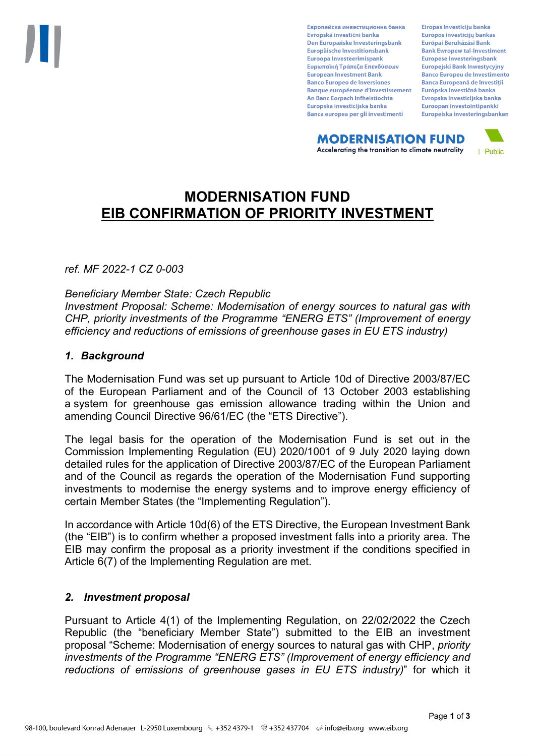Европейска инвестиционна банка
Evropská investiční banka
Den Europæiske Investeringsbank
Europäische Investitionsbank
Euroopa Investeerimispank
Ευρωπαϊκή Τράπεζα Επενδύσεων
European Investment Bank
Banco Europeo de Inversiones
Banque européenne d'investissement
An Banc Eorpach Infheistíochta
Europska investicijska banka
Banca europea per gli investimenti
Eiropas Investīciju banka
Europos investicijų bankas
Európai Beruházási Bank
Bank Ewropew tal-Investiment
Europese Investeringsbank
Europejski Bank Inwestycyjny
Banco Europeu de Investimento
Banca Europeană de Investiții
Európska investičná banka
Evropska investicijska banka
Euroopan investointipankki
Europeiska investeringsbanken

MODERNISATION FUND
Accelerating the transition to climate neutrality

Public

# MODERNISATION FUND
# EIB CONFIRMATION OF PRIORITY INVESTMENT

*ref. MF 2022-1 CZ 0-003*

*Beneficiary Member State: Czech Republic*
*Investment Proposal: Scheme: Modernisation of energy sources to natural gas with CHP, priority investments of the Programme "ENERG ETS" (Improvement of energy efficiency and reductions of emissions of greenhouse gases in EU ETS industry)*

## *1. Background*

The Modernisation Fund was set up pursuant to Article 10d of Directive 2003/87/EC of the European Parliament and of the Council of 13 October 2003 establishing a system for greenhouse gas emission allowance trading within the Union and amending Council Directive 96/61/EC (the "ETS Directive").

The legal basis for the operation of the Modernisation Fund is set out in the Commission Implementing Regulation (EU) 2020/1001 of 9 July 2020 laying down detailed rules for the application of Directive 2003/87/EC of the European Parliament and of the Council as regards the operation of the Modernisation Fund supporting investments to modernise the energy systems and to improve energy efficiency of certain Member States (the "Implementing Regulation").

In accordance with Article 10d(6) of the ETS Directive, the European Investment Bank (the "EIB") is to confirm whether a proposed investment falls into a priority area. The EIB may confirm the proposal as a priority investment if the conditions specified in Article 6(7) of the Implementing Regulation are met.

## *2. Investment proposal*

Pursuant to Article 4(1) of the Implementing Regulation, on 22/02/2022 the Czech Republic (the "beneficiary Member State") submitted to the EIB an investment proposal "Scheme: Modernisation of energy sources to natural gas with CHP, *priority investments of the Programme "ENERG ETS" (Improvement of energy efficiency and reductions of emissions of greenhouse gases in EU ETS industry)*" for which it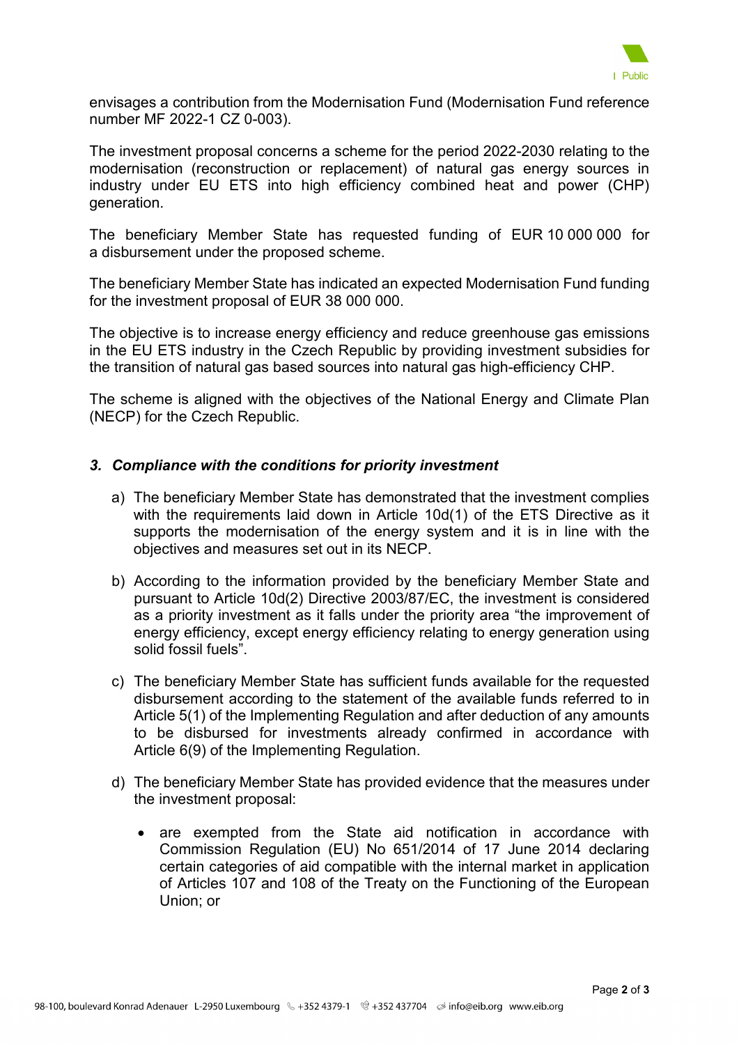envisages a contribution from the Modernisation Fund (Modernisation Fund reference number MF 2022-1 CZ 0-003).

The investment proposal concerns a scheme for the period 2022-2030 relating to the modernisation (reconstruction or replacement) of natural gas energy sources in industry under EU ETS into high efficiency combined heat and power (CHP) generation.

The beneficiary Member State has requested funding of EUR 10 000 000 for a disbursement under the proposed scheme.

The beneficiary Member State has indicated an expected Modernisation Fund funding for the investment proposal of EUR 38 000 000.

The objective is to increase energy efficiency and reduce greenhouse gas emissions in the EU ETS industry in the Czech Republic by providing investment subsidies for the transition of natural gas based sources into natural gas high-efficiency CHP.

The scheme is aligned with the objectives of the National Energy and Climate Plan (NECP) for the Czech Republic.

### *3. Compliance with the conditions for priority investment*

a) The beneficiary Member State has demonstrated that the investment complies with the requirements laid down in Article 10d(1) of the ETS Directive as it supports the modernisation of the energy system and it is in line with the objectives and measures set out in its NECP.

b) According to the information provided by the beneficiary Member State and pursuant to Article 10d(2) Directive 2003/87/EC, the investment is considered as a priority investment as it falls under the priority area "the improvement of energy efficiency, except energy efficiency relating to energy generation using solid fossil fuels".

c) The beneficiary Member State has sufficient funds available for the requested disbursement according to the statement of the available funds referred to in Article 5(1) of the Implementing Regulation and after deduction of any amounts to be disbursed for investments already confirmed in accordance with Article 6(9) of the Implementing Regulation.

d) The beneficiary Member State has provided evidence that the measures under the investment proposal:

   - are exempted from the State aid notification in accordance with Commission Regulation (EU) No 651/2014 of 17 June 2014 declaring certain categories of aid compatible with the internal market in application of Articles 107 and 108 of the Treaty on the Functioning of the European Union; or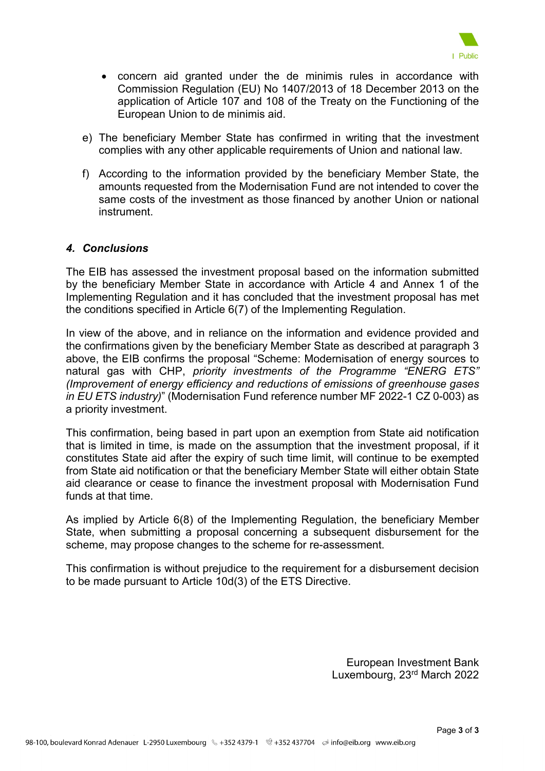- concern aid granted under the de minimis rules in accordance with Commission Regulation (EU) No 1407/2013 of 18 December 2013 on the application of Article 107 and 108 of the Treaty on the Functioning of the European Union to de minimis aid.

e) The beneficiary Member State has confirmed in writing that the investment complies with any other applicable requirements of Union and national law.

f) According to the information provided by the beneficiary Member State, the amounts requested from the Modernisation Fund are not intended to cover the same costs of the investment as those financed by another Union or national instrument.

### *4. Conclusions*

The EIB has assessed the investment proposal based on the information submitted by the beneficiary Member State in accordance with Article 4 and Annex 1 of the Implementing Regulation and it has concluded that the investment proposal has met the conditions specified in Article 6(7) of the Implementing Regulation.

In view of the above, and in reliance on the information and evidence provided and the confirmations given by the beneficiary Member State as described at paragraph 3 above, the EIB confirms the proposal "Scheme: Modernisation of energy sources to natural gas with CHP, *priority investments of the Programme "ENERG ETS" (Improvement of energy efficiency and reductions of emissions of greenhouse gases in EU ETS industry)*" (Modernisation Fund reference number MF 2022-1 CZ 0-003) as a priority investment.

This confirmation, being based in part upon an exemption from State aid notification that is limited in time, is made on the assumption that the investment proposal, if it constitutes State aid after the expiry of such time limit, will continue to be exempted from State aid notification or that the beneficiary Member State will either obtain State aid clearance or cease to finance the investment proposal with Modernisation Fund funds at that time.

As implied by Article 6(8) of the Implementing Regulation, the beneficiary Member State, when submitting a proposal concerning a subsequent disbursement for the scheme, may propose changes to the scheme for re-assessment.

This confirmation is without prejudice to the requirement for a disbursement decision to be made pursuant to Article 10d(3) of the ETS Directive.

European Investment Bank
Luxembourg, 23rd March 2022